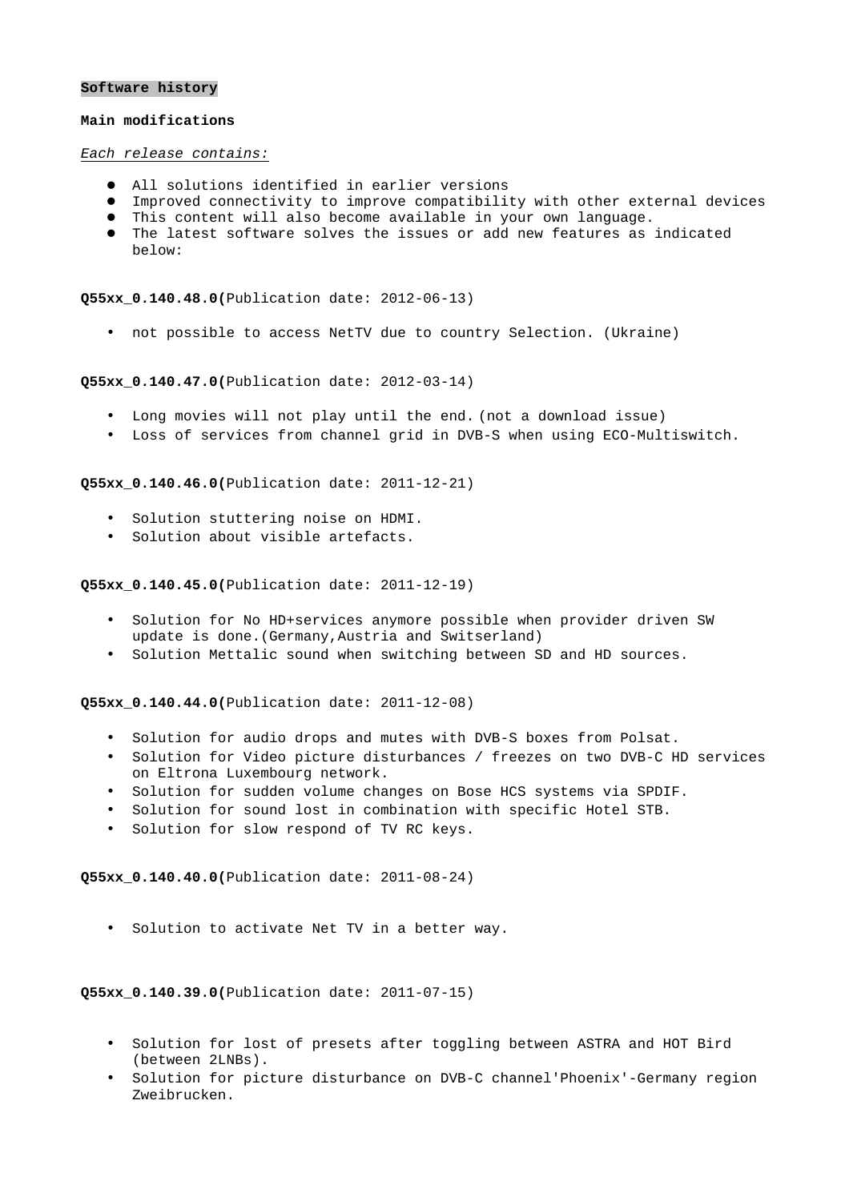**Software history**

**Main modifications**

*Each release contains:*

- All solutions identified in earlier versions
- Improved connectivity to improve compatibility with other external devices
- This content will also become available in your own language.
- The latest software solves the issues or add new features as indicated below:

**Q55xx_0.140.48.0(**Publication date: 2012-06-13)

- not possible to access NetTV due to country Selection. (Ukraine)

**Q55xx_0.140.47.0(**Publication date: 2012-03-14)

- Long movies will not play until the end.(not a download issue)
- Loss of services from channel grid in DVB-S when using ECO-Multiswitch.

**Q55xx_0.140.46.0(**Publication date: 2011-12-21)

- Solution stuttering noise on HDMI.
- Solution about visible artefacts.

**Q55xx_0.140.45.0(**Publication date: 2011-12-19)

- Solution for No HD+services anymore possible when provider driven SW update is done.(Germany,Austria and Switserland)
- Solution Mettalic sound when switching between SD and HD sources.

**Q55xx_0.140.44.0(**Publication date: 2011-12-08)

- Solution for audio drops and mutes with DVB-S boxes from Polsat.
- Solution for Video picture disturbances / freezes on two DVB-C HD services on Eltrona Luxembourg network.
- Solution for sudden volume changes on Bose HCS systems via SPDIF.
- Solution for sound lost in combination with specific Hotel STB.
- Solution for slow respond of TV RC keys.

**Q55xx_0.140.40.0(**Publication date: 2011-08-24)

- Solution to activate Net TV in a better way.

**Q55xx_0.140.39.0(**Publication date: 2011-07-15)

- Solution for lost of presets after toggling between ASTRA and HOT Bird (between 2LNBs).
- Solution for picture disturbance on DVB-C channel'Phoenix'-Germany region Zweibrucken.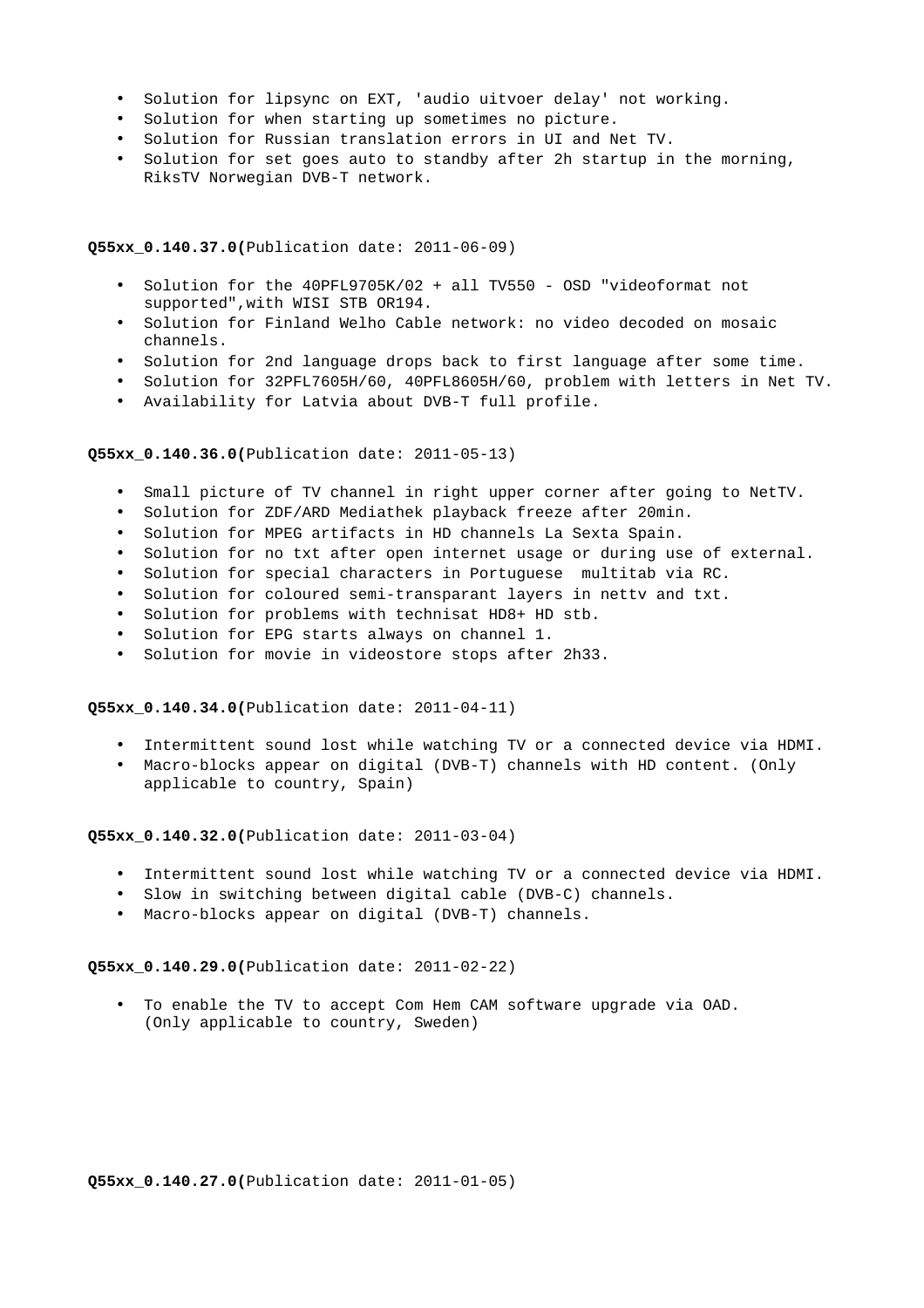- Solution for lipsync on EXT, 'audio uitvoer delay' not working.
- Solution for when starting up sometimes no picture.
- Solution for Russian translation errors in UI and Net TV.
- Solution for set goes auto to standby after 2h startup in the morning, RiksTV Norwegian DVB-T network.

**Q55xx_0.140.37.0(**Publication date: 2011-06-09)

- Solution for the 40PFL9705K/02 + all TV550 - OSD "videoformat not supported",with WISI STB OR194.
- Solution for Finland Welho Cable network: no video decoded on mosaic channels.
- Solution for 2nd language drops back to first language after some time.
- Solution for 32PFL7605H/60, 40PFL8605H/60, problem with letters in Net TV.
- Availability for Latvia about DVB-T full profile.

**Q55xx_0.140.36.0(**Publication date: 2011-05-13)

- Small picture of TV channel in right upper corner after going to NetTV.
- Solution for ZDF/ARD Mediathek playback freeze after 20min.
- Solution for MPEG artifacts in HD channels La Sexta Spain.
- Solution for no txt after open internet usage or during use of external.
- Solution for special characters in Portuguese  multitab via RC.
- Solution for coloured semi-transparant layers in nettv and txt.
- Solution for problems with technisat HD8+ HD stb.
- Solution for EPG starts always on channel 1.
- Solution for movie in videostore stops after 2h33.

**Q55xx_0.140.34.0(**Publication date: 2011-04-11)

- Intermittent sound lost while watching TV or a connected device via HDMI.
- Macro-blocks appear on digital (DVB-T) channels with HD content. (Only applicable to country, Spain)

**Q55xx_0.140.32.0(**Publication date: 2011-03-04)

- Intermittent sound lost while watching TV or a connected device via HDMI.
- Slow in switching between digital cable (DVB-C) channels.
- Macro-blocks appear on digital (DVB-T) channels.

**Q55xx_0.140.29.0(**Publication date: 2011-02-22)

- To enable the TV to accept Com Hem CAM software upgrade via OAD. (Only applicable to country, Sweden)

**Q55xx_0.140.27.0(**Publication date: 2011-01-05)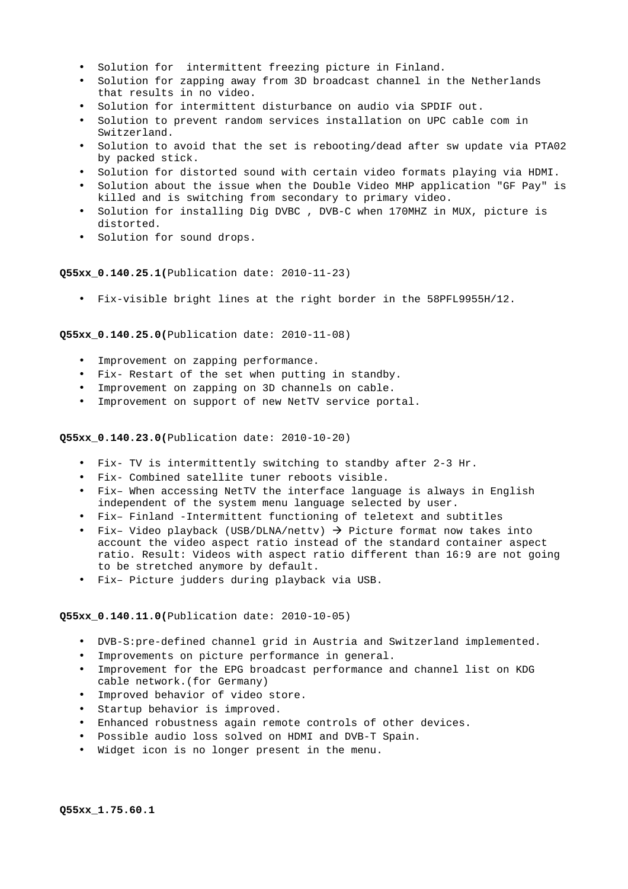- Solution for  intermittent freezing picture in Finland.
- Solution for zapping away from 3D broadcast channel in the Netherlands that results in no video.
- Solution for intermittent disturbance on audio via SPDIF out.
- Solution to prevent random services installation on UPC cable com in Switzerland.
- Solution to avoid that the set is rebooting/dead after sw update via PTA02 by packed stick.
- Solution for distorted sound with certain video formats playing via HDMI.
- Solution about the issue when the Double Video MHP application "GF Pay" is killed and is switching from secondary to primary video.
- Solution for installing Dig DVBC , DVB-C when 170MHZ in MUX, picture is distorted.
- Solution for sound drops.

**Q55xx_0.140.25.1(**Publication date: 2010-11-23)

- Fix-visible bright lines at the right border in the 58PFL9955H/12.

**Q55xx_0.140.25.0(**Publication date: 2010-11-08)

- Improvement on zapping performance.
- Fix- Restart of the set when putting in standby.
- Improvement on zapping on 3D channels on cable.
- Improvement on support of new NetTV service portal.

**Q55xx_0.140.23.0(**Publication date: 2010-10-20)

- Fix- TV is intermittently switching to standby after 2-3 Hr.
- Fix- Combined satellite tuner reboots visible.
- Fix– When accessing NetTV the interface language is always in English independent of the system menu language selected by user.
- Fix– Finland -Intermittent functioning of teletext and subtitles
- Fix– Video playback (USB/DLNA/nettv) → Picture format now takes into account the video aspect ratio instead of the standard container aspect ratio. Result: Videos with aspect ratio different than 16:9 are not going to be stretched anymore by default.
- Fix– Picture judders during playback via USB.

**Q55xx_0.140.11.0(**Publication date: 2010-10-05)

- DVB-S:pre-defined channel grid in Austria and Switzerland implemented.
- Improvements on picture performance in general.
- Improvement for the EPG broadcast performance and channel list on KDG cable network.(for Germany)
- Improved behavior of video store.
- Startup behavior is improved.
- Enhanced robustness again remote controls of other devices.
- Possible audio loss solved on HDMI and DVB-T Spain.
- Widget icon is no longer present in the menu.

**Q55xx_1.75.60.1**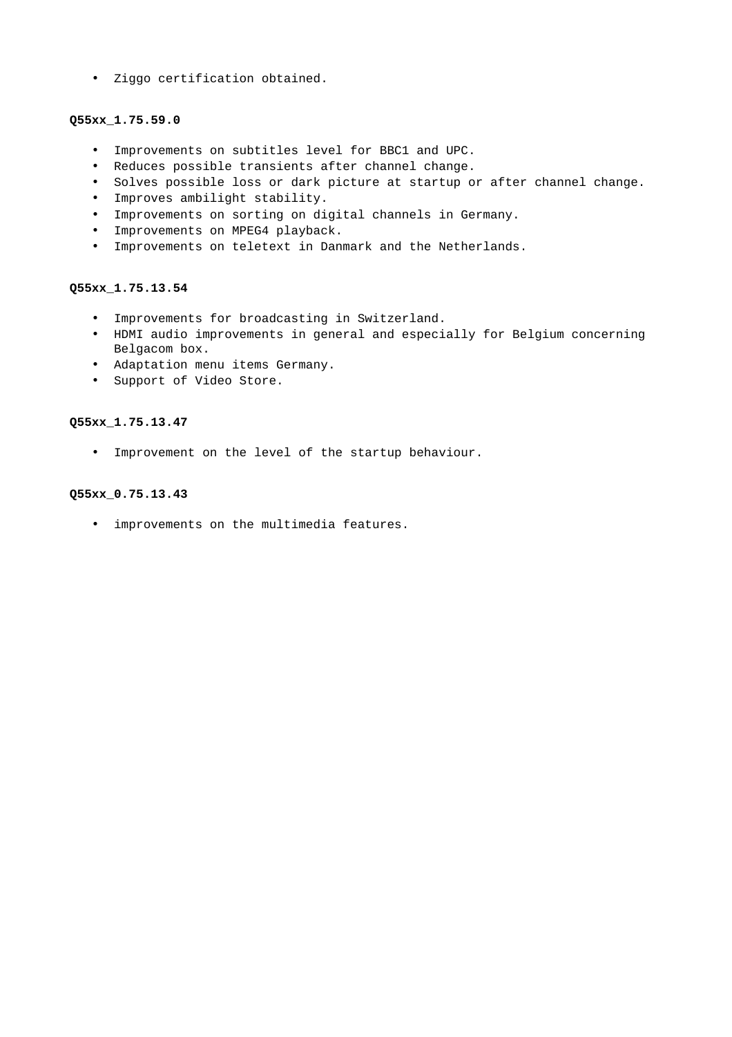- Ziggo certification obtained.

**Q55xx_1.75.59.0**

- Improvements on subtitles level for BBC1 and UPC.
- Reduces possible transients after channel change.
- Solves possible loss or dark picture at startup or after channel change.
- Improves ambilight stability.
- Improvements on sorting on digital channels in Germany.
- Improvements on MPEG4 playback.
- Improvements on teletext in Danmark and the Netherlands.

**Q55xx_1.75.13.54**

- Improvements for broadcasting in Switzerland.
- HDMI audio improvements in general and especially for Belgium concerning Belgacom box.
- Adaptation menu items Germany.
- Support of Video Store.

**Q55xx_1.75.13.47**

- Improvement on the level of the startup behaviour.

**Q55xx_0.75.13.43**

- improvements on the multimedia features.